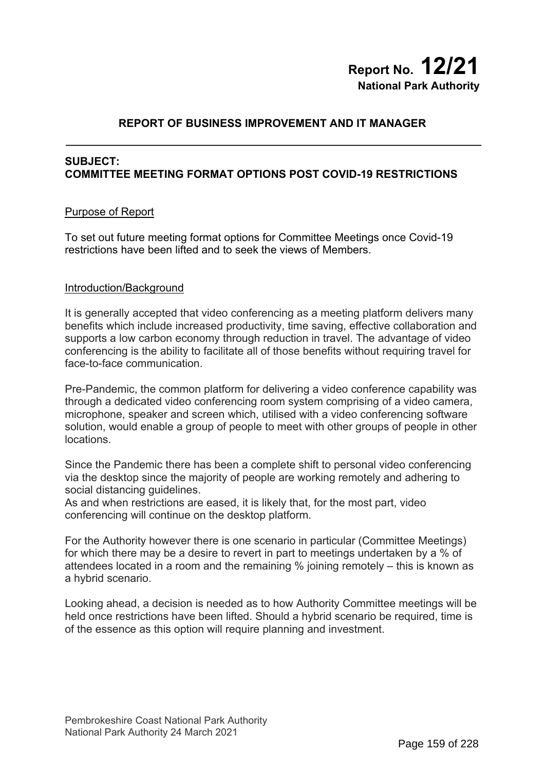# Report No. 12/21
**National Park Authority**

## REPORT OF BUSINESS IMPROVEMENT AND IT MANAGER

**SUBJECT:**
**COMMITTEE MEETING FORMAT OPTIONS POST COVID-19 RESTRICTIONS**

### Purpose of Report

To set out future meeting format options for Committee Meetings once Covid-19 restrictions have been lifted and to seek the views of Members.

### Introduction/Background

It is generally accepted that video conferencing as a meeting platform delivers many benefits which include increased productivity, time saving, effective collaboration and supports a low carbon economy through reduction in travel. The advantage of video conferencing is the ability to facilitate all of those benefits without requiring travel for face-to-face communication.

Pre-Pandemic, the common platform for delivering a video conference capability was through a dedicated video conferencing room system comprising of a video camera, microphone, speaker and screen which, utilised with a video conferencing software solution, would enable a group of people to meet with other groups of people in other locations.

Since the Pandemic there has been a complete shift to personal video conferencing via the desktop since the majority of people are working remotely and adhering to social distancing guidelines.
As and when restrictions are eased, it is likely that, for the most part, video conferencing will continue on the desktop platform.

For the Authority however there is one scenario in particular (Committee Meetings) for which there may be a desire to revert in part to meetings undertaken by a % of attendees located in a room and the remaining % joining remotely – this is known as a hybrid scenario.

Looking ahead, a decision is needed as to how Authority Committee meetings will be held once restrictions have been lifted. Should a hybrid scenario be required, time is of the essence as this option will require planning and investment.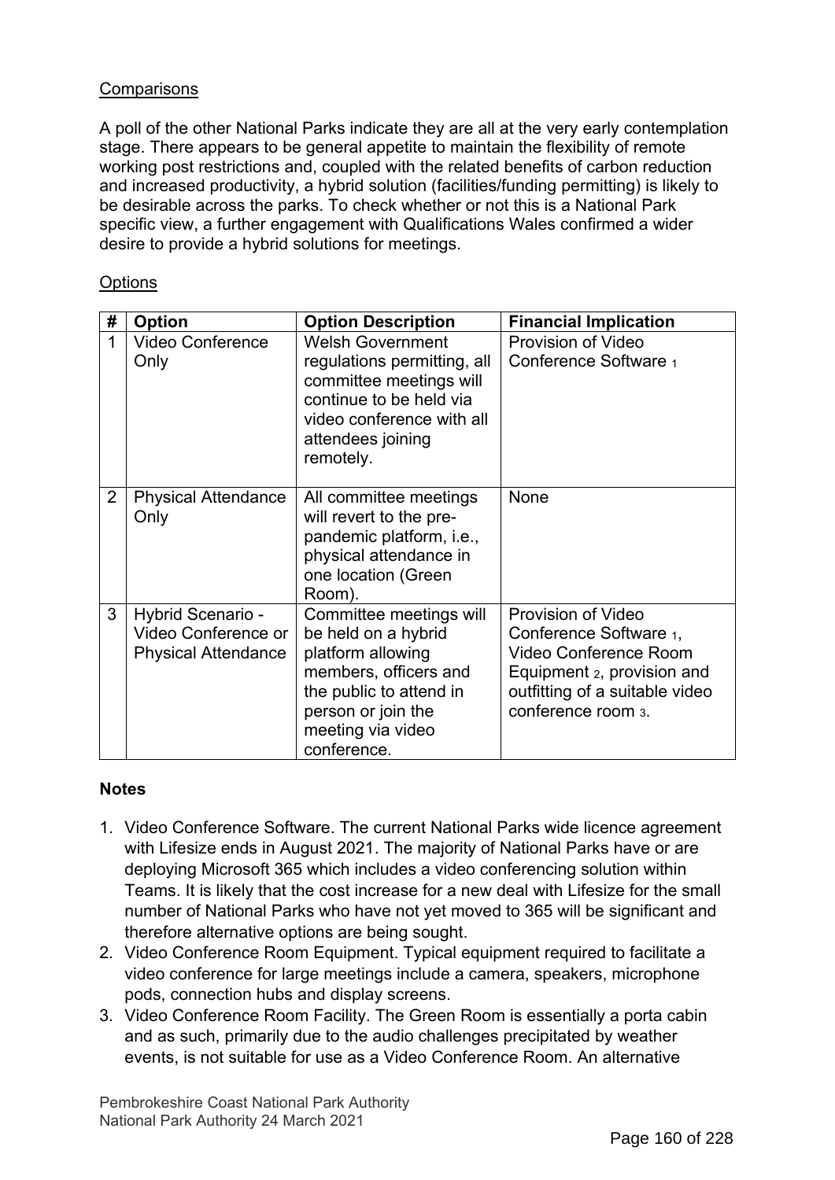Comparisons

A poll of the other National Parks indicate they are all at the very early contemplation stage. There appears to be general appetite to maintain the flexibility of remote working post restrictions and, coupled with the related benefits of carbon reduction and increased productivity, a hybrid solution (facilities/funding permitting) is likely to be desirable across the parks. To check whether or not this is a National Park specific view, a further engagement with Qualifications Wales confirmed a wider desire to provide a hybrid solutions for meetings.

Options

| # | Option | Option Description | Financial Implication |
|---|---|---|---|
| 1 | Video Conference Only | Welsh Government regulations permitting, all committee meetings will continue to be held via video conference with all attendees joining remotely. | Provision of Video Conference Software $_1$ |
| 2 | Physical Attendance Only | All committee meetings will revert to the pre-pandemic platform, i.e., physical attendance in one location (Green Room). | None |
| 3 | Hybrid Scenario - Video Conference or Physical Attendance | Committee meetings will be held on a hybrid platform allowing members, officers and the public to attend in person or join the meeting via video conference. | Provision of Video Conference Software $_1$, Video Conference Room Equipment $_2$, provision and outfitting of a suitable video conference room $_3$. |

**Notes**

1. Video Conference Software. The current National Parks wide licence agreement with Lifesize ends in August 2021. The majority of National Parks have or are deploying Microsoft 365 which includes a video conferencing solution within Teams. It is likely that the cost increase for a new deal with Lifesize for the small number of National Parks who have not yet moved to 365 will be significant and therefore alternative options are being sought.
2. Video Conference Room Equipment. Typical equipment required to facilitate a video conference for large meetings include a camera, speakers, microphone pods, connection hubs and display screens.
3. Video Conference Room Facility. The Green Room is essentially a porta cabin and as such, primarily due to the audio challenges precipitated by weather events, is not suitable for use as a Video Conference Room. An alternative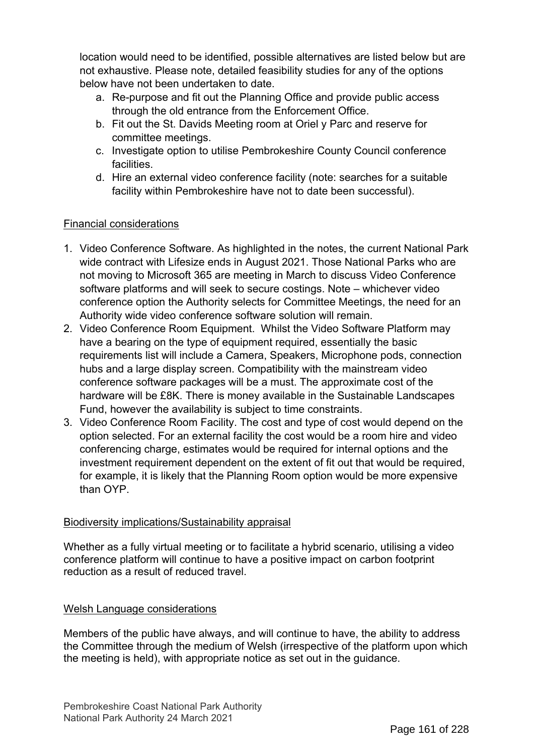location would need to be identified, possible alternatives are listed below but are not exhaustive. Please note, detailed feasibility studies for any of the options below have not been undertaken to date.

a. Re-purpose and fit out the Planning Office and provide public access through the old entrance from the Enforcement Office.
b. Fit out the St. Davids Meeting room at Oriel y Parc and reserve for committee meetings.
c. Investigate option to utilise Pembrokeshire County Council conference facilities.
d. Hire an external video conference facility (note: searches for a suitable facility within Pembrokeshire have not to date been successful).

<u>Financial considerations</u>

1. Video Conference Software. As highlighted in the notes, the current National Park wide contract with Lifesize ends in August 2021. Those National Parks who are not moving to Microsoft 365 are meeting in March to discuss Video Conference software platforms and will seek to secure costings. Note – whichever video conference option the Authority selects for Committee Meetings, the need for an Authority wide video conference software solution will remain.
2. Video Conference Room Equipment. Whilst the Video Software Platform may have a bearing on the type of equipment required, essentially the basic requirements list will include a Camera, Speakers, Microphone pods, connection hubs and a large display screen. Compatibility with the mainstream video conference software packages will be a must. The approximate cost of the hardware will be £8K. There is money available in the Sustainable Landscapes Fund, however the availability is subject to time constraints.
3. Video Conference Room Facility. The cost and type of cost would depend on the option selected. For an external facility the cost would be a room hire and video conferencing charge, estimates would be required for internal options and the investment requirement dependent on the extent of fit out that would be required, for example, it is likely that the Planning Room option would be more expensive than OYP.

<u>Biodiversity implications/Sustainability appraisal</u>

Whether as a fully virtual meeting or to facilitate a hybrid scenario, utilising a video conference platform will continue to have a positive impact on carbon footprint reduction as a result of reduced travel.

<u>Welsh Language considerations</u>

Members of the public have always, and will continue to have, the ability to address the Committee through the medium of Welsh (irrespective of the platform upon which the meeting is held), with appropriate notice as set out in the guidance.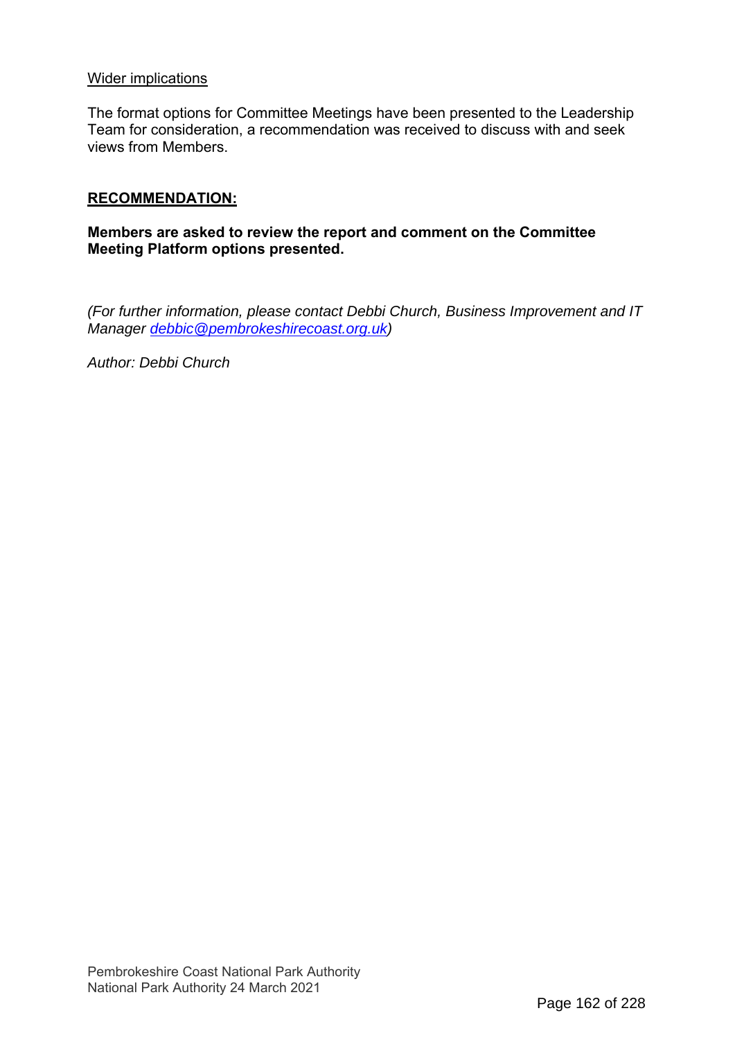Wider implications

The format options for Committee Meetings have been presented to the Leadership Team for consideration, a recommendation was received to discuss with and seek views from Members.

**RECOMMENDATION:**

**Members are asked to review the report and comment on the Committee Meeting Platform options presented.**

*(For further information, please contact Debbi Church, Business Improvement and IT Manager [debbic@pembrokeshirecoast.org.uk](mailto:debbic@pembrokeshirecoast.org.uk))*

*Author: Debbi Church*